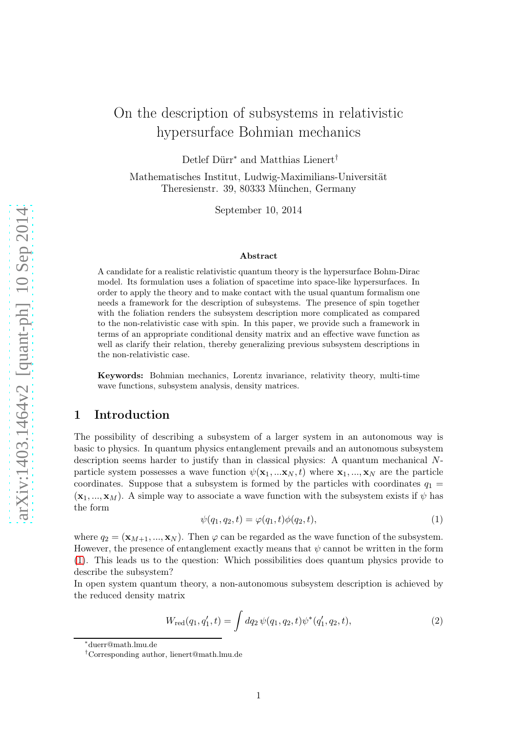# On the description of subsystems in relativistic hypersurface Bohmian mechanics

Detlef Dürr[*] and Matthias Lienert[†]

Mathematisches Institut, Ludwig-Maximilians-Universität
Theresienstr. 39, 80333 München, Germany

September 10, 2014

### Abstract

A candidate for a realistic relativistic quantum theory is the hypersurface Bohm-Dirac model. Its formulation uses a foliation of spacetime into space-like hypersurfaces. In order to apply the theory and to make contact with the usual quantum formalism one needs a framework for the description of subsystems. The presence of spin together with the foliation renders the subsystem description more complicated as compared to the non-relativistic case with spin. In this paper, we provide such a framework in terms of an appropriate conditional density matrix and an effective wave function as well as clarify their relation, thereby generalizing previous subsystem descriptions in the non-relativistic case.

**Keywords:** Bohmian mechanics, Lorentz invariance, relativity theory, multi-time wave functions, subsystem analysis, density matrices.

## 1 Introduction

The possibility of describing a subsystem of a larger system in an autonomous way is basic to physics. In quantum physics entanglement prevails and an autonomous subsystem description seems harder to justify than in classical physics: A quantum mechanical $N$-particle system possesses a wave function $\psi(\mathbf{x}_1, ...\mathbf{x}_N, t)$ where $\mathbf{x}_1, ..., \mathbf{x}_N$ are the particle coordinates. Suppose that a subsystem is formed by the particles with coordinates $q_1 = (\mathbf{x}_1, ..., \mathbf{x}_M)$. A simple way to associate a wave function with the subsystem exists if $\psi$ has the form

$$\psi(q_1, q_2, t) = \varphi(q_1, t)\phi(q_2, t), \tag{1}$$

where $q_2 = (\mathbf{x}_{M+1}, ..., \mathbf{x}_N)$. Then $\varphi$ can be regarded as the wave function of the subsystem. However, the presence of entanglement exactly means that $\psi$ cannot be written in the form (1). This leads us to the question: Which possibilities does quantum physics provide to describe the subsystem?

In open system quantum theory, a non-autonomous subsystem description is achieved by the reduced density matrix

$$W_{\rm red}(q_1, q_1', t) = \int dq_2\, \psi(q_1, q_2, t)\psi^*(q_1', q_2, t), \tag{2}$$

[*] duerr@math.lmu.de

[†] Corresponding author, lienert@math.lmu.de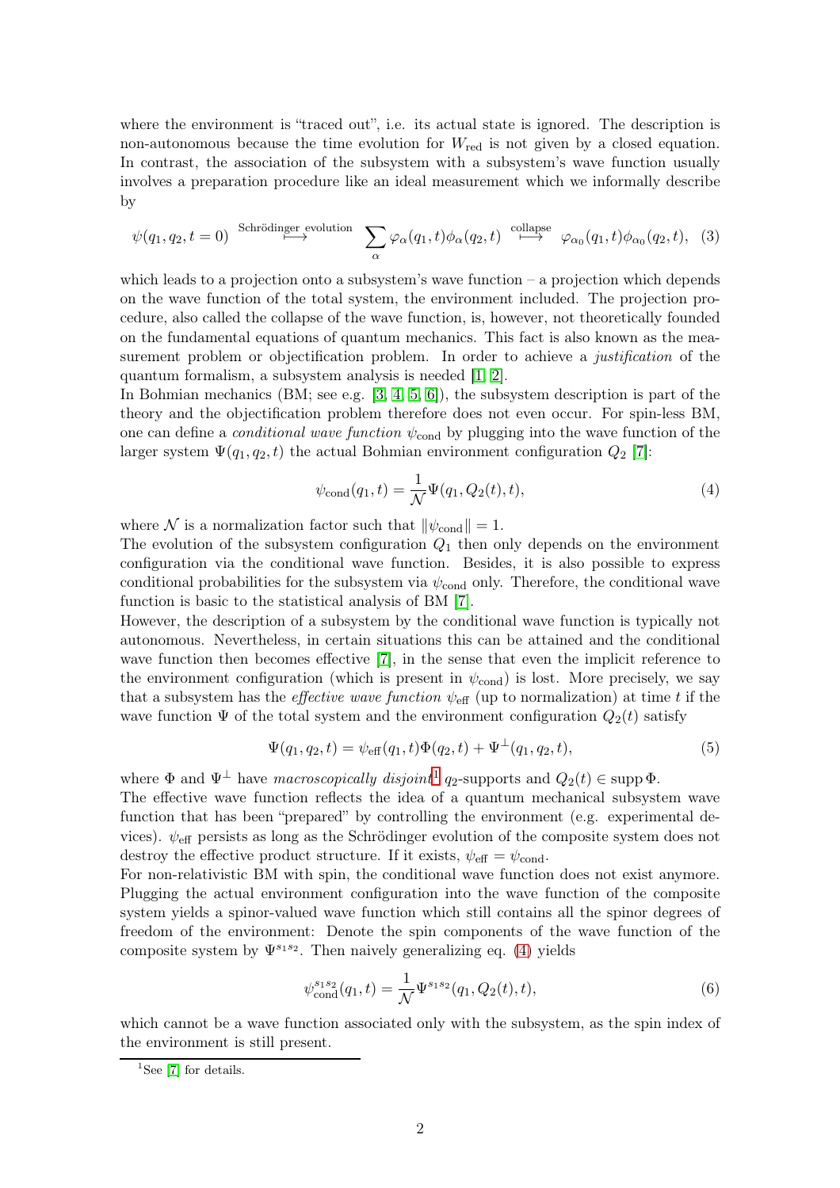where the environment is "traced out", i.e. its actual state is ignored. The description is non-autonomous because the time evolution for $W_{\text{red}}$ is not given by a closed equation. In contrast, the association of the subsystem with a subsystem's wave function usually involves a preparation procedure like an ideal measurement which we informally describe by

$$\psi(q_1, q_2, t=0) \overset{\text{Schrödinger evolution}}{\longmapsto} \sum_\alpha \varphi_\alpha(q_1,t)\phi_\alpha(q_2,t) \overset{\text{collapse}}{\longmapsto} \varphi_{\alpha_0}(q_1,t)\phi_{\alpha_0}(q_2,t), \quad (3)$$

which leads to a projection onto a subsystem's wave function – a projection which depends on the wave function of the total system, the environment included. The projection procedure, also called the collapse of the wave function, is, however, not theoretically founded on the fundamental equations of quantum mechanics. This fact is also known as the measurement problem or objectification problem. In order to achieve a *justification* of the quantum formalism, a subsystem analysis is needed [1, 2].

In Bohmian mechanics (BM; see e.g. [3, 4, 5, 6]), the subsystem description is part of the theory and the objectification problem therefore does not even occur. For spin-less BM, one can define a *conditional wave function* $\psi_{\text{cond}}$ by plugging into the wave function of the larger system $\Psi(q_1, q_2, t)$ the actual Bohmian environment configuration $Q_2$ [7]:

$$\psi_{\text{cond}}(q_1, t) = \frac{1}{\mathcal{N}}\Psi(q_1, Q_2(t), t), \quad (4)$$

where $\mathcal{N}$ is a normalization factor such that $\|\psi_{\text{cond}}\| = 1$.

The evolution of the subsystem configuration $Q_1$ then only depends on the environment configuration via the conditional wave function. Besides, it is also possible to express conditional probabilities for the subsystem via $\psi_{\text{cond}}$ only. Therefore, the conditional wave function is basic to the statistical analysis of BM [7].

However, the description of a subsystem by the conditional wave function is typically not autonomous. Nevertheless, in certain situations this can be attained and the conditional wave function then becomes effective [7], in the sense that even the implicit reference to the environment configuration (which is present in $\psi_{\text{cond}}$) is lost. More precisely, we say that a subsystem has the *effective wave function* $\psi_{\text{eff}}$ (up to normalization) at time $t$ if the wave function $\Psi$ of the total system and the environment configuration $Q_2(t)$ satisfy

$$\Psi(q_1, q_2, t) = \psi_{\text{eff}}(q_1, t)\Phi(q_2, t) + \Psi^\perp(q_1, q_2, t), \quad (5)$$

where $\Phi$ and $\Psi^\perp$ have *macroscopically disjoint*[1] $q_2$-supports and $Q_2(t) \in \operatorname{supp}\Phi$.

The effective wave function reflects the idea of a quantum mechanical subsystem wave function that has been "prepared" by controlling the environment (e.g. experimental devices). $\psi_{\text{eff}}$ persists as long as the Schrödinger evolution of the composite system does not destroy the effective product structure. If it exists, $\psi_{\text{eff}} = \psi_{\text{cond}}$.

For non-relativistic BM with spin, the conditional wave function does not exist anymore. Plugging the actual environment configuration into the wave function of the composite system yields a spinor-valued wave function which still contains all the spinor degrees of freedom of the environment: Denote the spin components of the wave function of the composite system by $\Psi^{s_1 s_2}$. Then naively generalizing eq. (4) yields

$$\psi^{s_1 s_2}_{\text{cond}}(q_1, t) = \frac{1}{\mathcal{N}}\Psi^{s_1 s_2}(q_1, Q_2(t), t), \quad (6)$$

which cannot be a wave function associated only with the subsystem, as the spin index of the environment is still present.

[1] See [7] for details.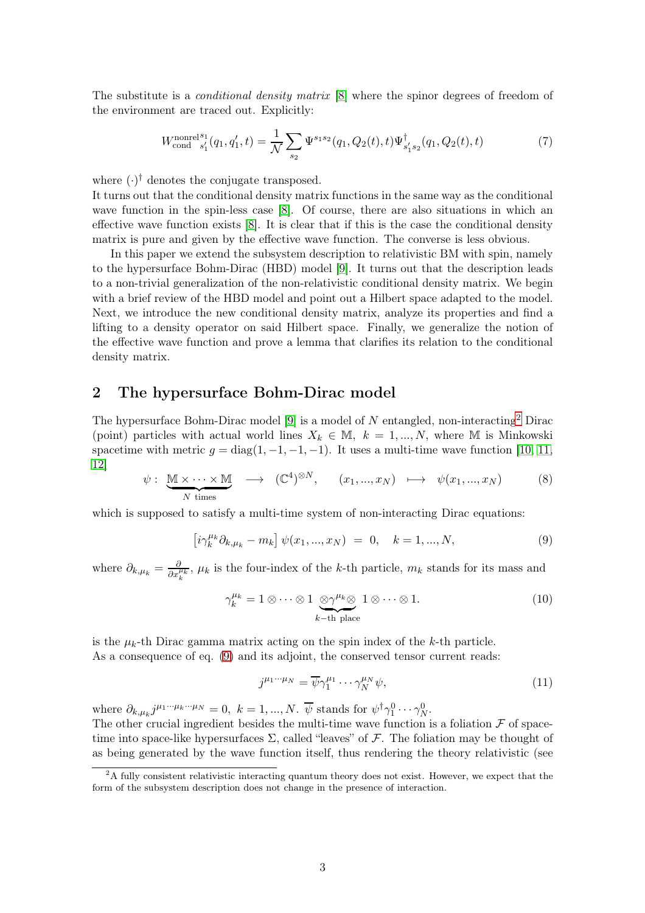The substitute is a *conditional density matrix* [8] where the spinor degrees of freedom of the environment are traced out. Explicitly:

$$W_{\text{cond}}^{\text{nonrel}\, s_1}{}_{s_1'}(q_1, q_1', t) = \frac{1}{\mathcal{N}} \sum_{s_2} \Psi^{s_1 s_2}(q_1, Q_2(t), t) \Psi^{\dagger}_{s_1' s_2}(q_1, Q_2(t), t) \tag{7}$$

where $(\cdot)^\dagger$ denotes the conjugate transposed.

It turns out that the conditional density matrix functions in the same way as the conditional wave function in the spin-less case [8]. Of course, there are also situations in which an effective wave function exists [8]. It is clear that if this is the case the conditional density matrix is pure and given by the effective wave function. The converse is less obvious.

In this paper we extend the subsystem description to relativistic BM with spin, namely to the hypersurface Bohm-Dirac (HBD) model [9]. It turns out that the description leads to a non-trivial generalization of the non-relativistic conditional density matrix. We begin with a brief review of the HBD model and point out a Hilbert space adapted to the model. Next, we introduce the new conditional density matrix, analyze its properties and find a lifting to a density operator on said Hilbert space. Finally, we generalize the notion of the effective wave function and prove a lemma that clarifies its relation to the conditional density matrix.

## 2 The hypersurface Bohm-Dirac model

The hypersurface Bohm-Dirac model [9] is a model of $N$ entangled, non-interacting[2] Dirac (point) particles with actual world lines $X_k \in \mathbb{M}$, $k = 1, ..., N$, where $\mathbb{M}$ is Minkowski spacetime with metric $g = \text{diag}(1, -1, -1, -1)$. It uses a multi-time wave function [10, 11, 12]

$$\psi : \underbrace{\mathbb{M} \times \cdots \times \mathbb{M}}_{N \text{ times}} \longrightarrow (\mathbb{C}^4)^{\otimes N}, \qquad (x_1, ..., x_N) \longmapsto \psi(x_1, ..., x_N) \tag{8}$$

which is supposed to satisfy a multi-time system of non-interacting Dirac equations:

$$\left[ i\gamma_k^{\mu_k} \partial_{k,\mu_k} - m_k \right] \psi(x_1, ..., x_N) = 0, \quad k = 1, ..., N, \tag{9}$$

where $\partial_{k,\mu_k} = \frac{\partial}{\partial x_k^{\mu_k}}$, $\mu_k$ is the four-index of the $k$-th particle, $m_k$ stands for its mass and

$$\gamma_k^{\mu_k} = 1 \otimes \cdots \otimes 1 \underbrace{\otimes \gamma^{\mu_k} \otimes}_{k-\text{th place}} 1 \otimes \cdots \otimes 1. \tag{10}$$

is the $\mu_k$-th Dirac gamma matrix acting on the spin index of the $k$-th particle.

As a consequence of eq. (9) and its adjoint, the conserved tensor current reads:

$$j^{\mu_1 \cdots \mu_N} = \overline{\psi} \gamma_1^{\mu_1} \cdots \gamma_N^{\mu_N} \psi, \tag{11}$$

where $\partial_{k,\mu_k} j^{\mu_1 \cdots \mu_k \cdots \mu_N} = 0$, $k = 1, ..., N$. $\overline{\psi}$ stands for $\psi^\dagger \gamma_1^0 \cdots \gamma_N^0$.

The other crucial ingredient besides the multi-time wave function is a foliation $\mathcal{F}$ of spacetime into space-like hypersurfaces $\Sigma$, called "leaves" of $\mathcal{F}$. The foliation may be thought of as being generated by the wave function itself, thus rendering the theory relativistic (see

[2] A fully consistent relativistic interacting quantum theory does not exist. However, we expect that the form of the subsystem description does not change in the presence of interaction.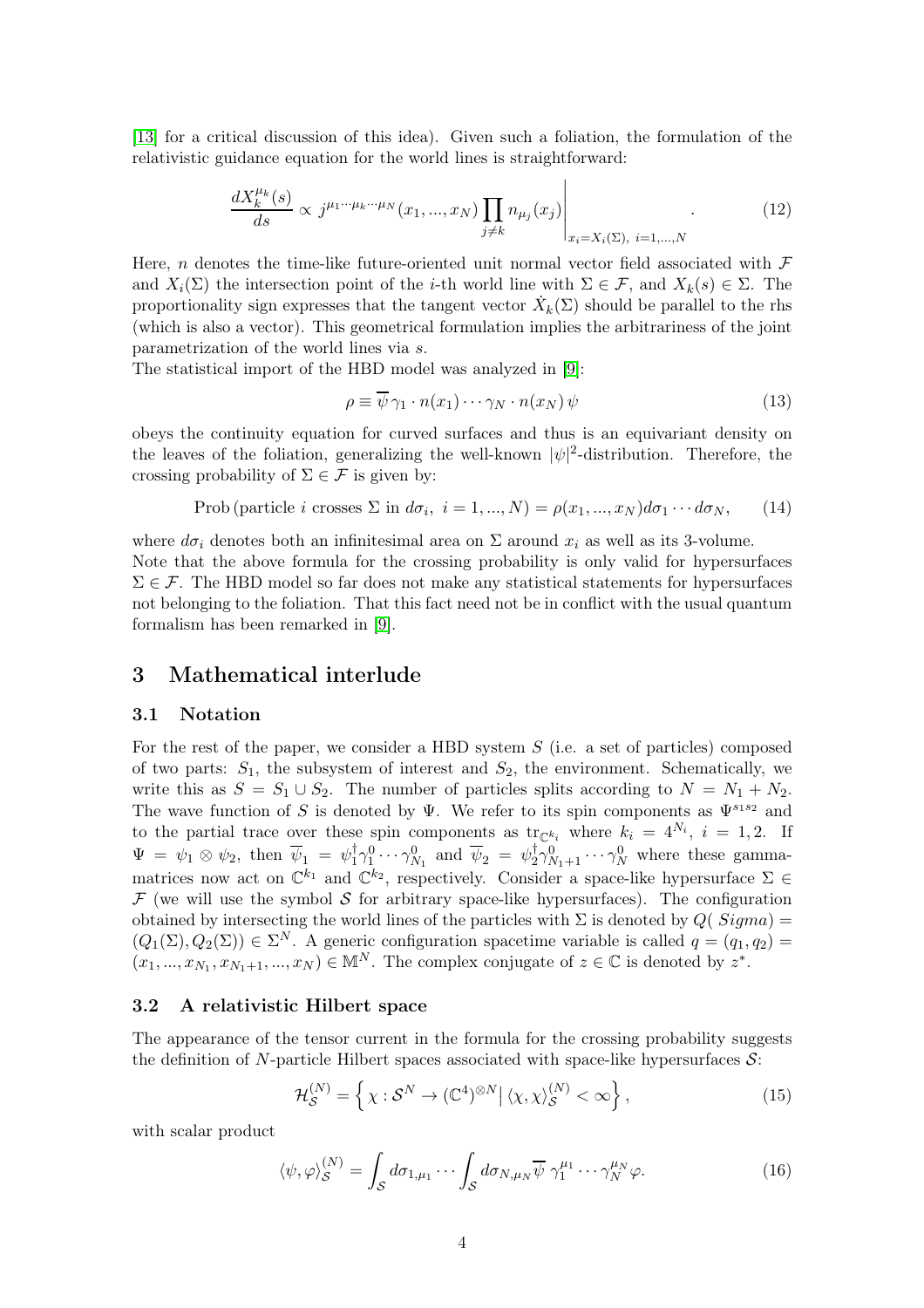[13] for a critical discussion of this idea). Given such a foliation, the formulation of the relativistic guidance equation for the world lines is straightforward:

$$\frac{dX_k^{\mu_k}(s)}{ds} \propto j^{\mu_1 \cdots \mu_k \cdots \mu_N}(x_1, ..., x_N) \prod_{j \neq k} n_{\mu_j}(x_j) \Bigg|_{x_i = X_i(\Sigma),\ i=1,...,N}. \tag{12}$$

Here, $n$ denotes the time-like future-oriented unit normal vector field associated with $\mathcal{F}$ and $X_i(\Sigma)$ the intersection point of the $i$-th world line with $\Sigma \in \mathcal{F}$, and $X_k(s) \in \Sigma$. The proportionality sign expresses that the tangent vector $\dot{X}_k(\Sigma)$ should be parallel to the rhs (which is also a vector). This geometrical formulation implies the arbitrariness of the joint parametrization of the world lines via $s$.
The statistical import of the HBD model was analyzed in [9]:

$$\rho \equiv \overline{\psi}\, \gamma_1 \cdot n(x_1) \cdots \gamma_N \cdot n(x_N)\, \psi \tag{13}$$

obeys the continuity equation for curved surfaces and thus is an equivariant density on the leaves of the foliation, generalizing the well-known $|\psi|^2$-distribution. Therefore, the crossing probability of $\Sigma \in \mathcal{F}$ is given by:

$$\text{Prob}\,(\text{particle } i \text{ crosses } \Sigma \text{ in } d\sigma_i,\ i = 1, ..., N) = \rho(x_1, ..., x_N) d\sigma_1 \cdots d\sigma_N, \tag{14}$$

where $d\sigma_i$ denotes both an infinitesimal area on $\Sigma$ around $x_i$ as well as its 3-volume.
Note that the above formula for the crossing probability is only valid for hypersurfaces $\Sigma \in \mathcal{F}$. The HBD model so far does not make any statistical statements for hypersurfaces not belonging to the foliation. That this fact need not be in conflict with the usual quantum formalism has been remarked in [9].

## 3 Mathematical interlude

### 3.1 Notation

For the rest of the paper, we consider a HBD system $S$ (i.e. a set of particles) composed of two parts: $S_1$, the subsystem of interest and $S_2$, the environment. Schematically, we write this as $S = S_1 \cup S_2$. The number of particles splits according to $N = N_1 + N_2$. The wave function of $S$ is denoted by $\Psi$. We refer to its spin components as $\Psi^{s_1 s_2}$ and to the partial trace over these spin components as $\text{tr}_{\mathbb{C}^{k_i}}$ where $k_i = 4^{N_i},\ i = 1, 2$. If $\Psi = \psi_1 \otimes \psi_2$, then $\overline{\psi}_1 = \psi_1^\dagger \gamma_1^0 \cdots \gamma_{N_1}^0$ and $\overline{\psi}_2 = \psi_2^\dagger \gamma_{N_1+1}^0 \cdots \gamma_N^0$ where these gamma-matrices now act on $\mathbb{C}^{k_1}$ and $\mathbb{C}^{k_2}$, respectively. Consider a space-like hypersurface $\Sigma \in \mathcal{F}$ (we will use the symbol $\mathcal{S}$ for arbitrary space-like hypersurfaces). The configuration obtained by intersecting the world lines of the particles with $\Sigma$ is denoted by $Q(\ Sigma) = (Q_1(\Sigma), Q_2(\Sigma)) \in \Sigma^N$. A generic configuration spacetime variable is called $q = (q_1, q_2) = (x_1, ..., x_{N_1}, x_{N_1+1}, ..., x_N) \in \mathbb{M}^N$. The complex conjugate of $z \in \mathbb{C}$ is denoted by $z^*$.

### 3.2 A relativistic Hilbert space

The appearance of the tensor current in the formula for the crossing probability suggests the definition of $N$-particle Hilbert spaces associated with space-like hypersurfaces $\mathcal{S}$:

$$\mathcal{H}_{\mathcal{S}}^{(N)} = \left\{ \chi : \mathcal{S}^N \to (\mathbb{C}^4)^{\otimes N} \,\middle|\, \langle \chi, \chi \rangle_{\mathcal{S}}^{(N)} < \infty \right\}, \tag{15}$$

with scalar product

$$\langle \psi, \varphi \rangle_{\mathcal{S}}^{(N)} = \int_{\mathcal{S}} d\sigma_{1,\mu_1} \cdots \int_{\mathcal{S}} d\sigma_{N,\mu_N} \overline{\psi}\ \gamma_1^{\mu_1} \cdots \gamma_N^{\mu_N} \varphi. \tag{16}$$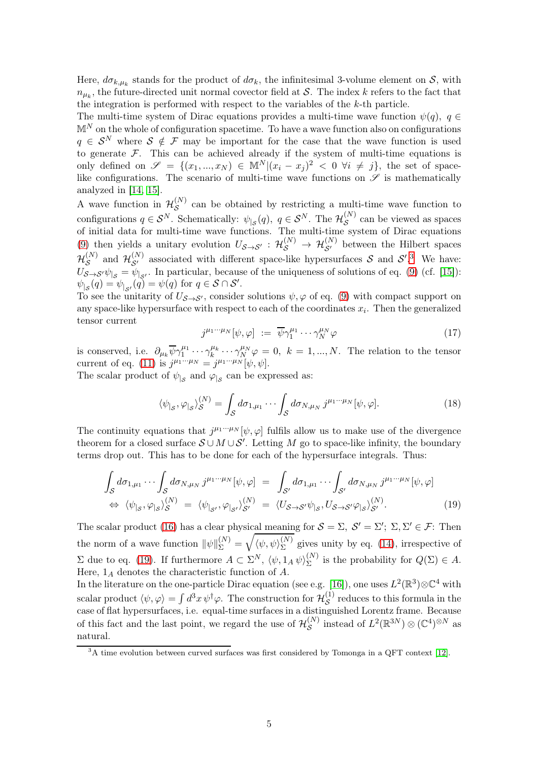Here, $d\sigma_{k,\mu_k}$ stands for the product of $d\sigma_k$, the infinitesimal 3-volume element on $\mathcal{S}$, with $n_{\mu_k}$, the future-directed unit normal covector field at $\mathcal{S}$. The index $k$ refers to the fact that the integration is performed with respect to the variables of the $k$-th particle.

The multi-time system of Dirac equations provides a multi-time wave function $\psi(q),\ q \in \mathbb{M}^N$ on the whole of configuration spacetime. To have a wave function also on configurations $q \in \mathcal{S}^N$ where $\mathcal{S} \notin \mathcal{F}$ may be important for the case that the wave function is used to generate $\mathcal{F}$. This can be achieved already if the system of multi-time equations is only defined on $\mathscr{S} = \{(x_1, ..., x_N) \in \mathbb{M}^N | (x_i - x_j)^2 < 0\ \forall i \neq j\}$, the set of space-like configurations. The scenario of multi-time wave functions on $\mathscr{S}$ is mathematically analyzed in [14, 15].

A wave function in $\mathcal{H}_\mathcal{S}^{(N)}$ can be obtained by restricting a multi-time wave function to configurations $q \in \mathcal{S}^N$. Schematically: $\psi_{|\mathcal{S}}(q),\ q \in \mathcal{S}^N$. The $\mathcal{H}_\mathcal{S}^{(N)}$ can be viewed as spaces of initial data for multi-time wave functions. The multi-time system of Dirac equations (9) then yields a unitary evolution $U_{\mathcal{S}\to\mathcal{S}'} : \mathcal{H}_\mathcal{S}^{(N)} \to \mathcal{H}_{\mathcal{S}'}^{(N)}$ between the Hilbert spaces $\mathcal{H}_\mathcal{S}^{(N)}$ and $\mathcal{H}_{\mathcal{S}'}^{(N)}$ associated with different space-like hypersurfaces $\mathcal{S}$ and $\mathcal{S}'$.[3] We have: $U_{\mathcal{S}\to\mathcal{S}'}\psi_{|\mathcal{S}} = \psi_{|\mathcal{S}'}$. In particular, because of the uniqueness of solutions of eq. (9) (cf. [15]): $\psi_{|\mathcal{S}}(q) = \psi_{|\mathcal{S}'}(q) = \psi(q)$ for $q \in \mathcal{S} \cap \mathcal{S}'$.

To see the unitarity of $U_{\mathcal{S}\to\mathcal{S}'}$, consider solutions $\psi, \varphi$ of eq. (9) with compact support on any space-like hypersurface with respect to each of the coordinates $x_i$. Then the generalized tensor current

$$j^{\mu_1\cdots\mu_N}[\psi,\varphi] \ := \ \overline{\psi}\gamma_1^{\mu_1}\cdots\gamma_N^{\mu_N}\varphi \tag{17}$$

is conserved, i.e. $\partial_{\mu_k}\overline{\psi}\gamma_1^{\mu_1}\cdots\gamma_k^{\mu_k}\cdots\gamma_N^{\mu_N}\varphi = 0,\ k = 1, ..., N$. The relation to the tensor current of eq. (11) is $j^{\mu_1\cdots\mu_N} = j^{\mu_1\cdots\mu_N}[\psi,\psi]$.

The scalar product of $\psi_{|\mathcal{S}}$ and $\varphi_{|\mathcal{S}}$ can be expressed as:

$$\langle \psi_{|\mathcal{S}}, \varphi_{|\mathcal{S}}\rangle_\mathcal{S}^{(N)} = \int_\mathcal{S} d\sigma_{1,\mu_1} \cdots \int_\mathcal{S} d\sigma_{N,\mu_N}\, j^{\mu_1\cdots\mu_N}[\psi,\varphi]. \tag{18}$$

The continuity equations that $j^{\mu_1\cdots\mu_N}[\psi,\varphi]$ fulfils allow us to make use of the divergence theorem for a closed surface $\mathcal{S} \cup M \cup \mathcal{S}'$. Letting $M$ go to space-like infinity, the boundary terms drop out. This has to be done for each of the hypersurface integrals. Thus:

$$\begin{aligned}
\int_\mathcal{S} d\sigma_{1,\mu_1} \cdots \int_\mathcal{S} d\sigma_{N,\mu_N}\, j^{\mu_1\cdots\mu_N}[\psi,\varphi] \ &= \ \int_{\mathcal{S}'} d\sigma_{1,\mu_1} \cdots \int_{\mathcal{S}'} d\sigma_{N,\mu_N}\, j^{\mu_1\cdots\mu_N}[\psi,\varphi] \\
\Leftrightarrow \ \langle \psi_{|\mathcal{S}}, \varphi_{|\mathcal{S}}\rangle_\mathcal{S}^{(N)} \ = \ \langle \psi_{|\mathcal{S}'}, \varphi_{|\mathcal{S}'}\rangle_{\mathcal{S}'}^{(N)} \ &= \ \langle U_{\mathcal{S}\to\mathcal{S}'}\psi_{|\mathcal{S}}, U_{\mathcal{S}\to\mathcal{S}'}\varphi_{|\mathcal{S}}\rangle_{\mathcal{S}'}^{(N)}.
\end{aligned} \tag{19}$$

The scalar product (16) has a clear physical meaning for $\mathcal{S} = \Sigma,\ \mathcal{S}' = \Sigma';\ \Sigma, \Sigma' \in \mathcal{F}$: Then the norm of a wave function $\|\psi\|_\Sigma^{(N)} = \sqrt{\langle \psi, \psi\rangle_\Sigma^{(N)}}$ gives unity by eq. (14), irrespective of $\Sigma$ due to eq. (19). If furthermore $A \subset \Sigma^N$, $\langle \psi, 1_A\, \psi\rangle_\Sigma^{(N)}$ is the probability for $Q(\Sigma) \in A$. Here, $1_A$ denotes the characteristic function of $A$.

In the literature on the one-particle Dirac equation (see e.g. [16]), one uses $L^2(\mathbb{R}^3) \otimes \mathbb{C}^4$ with scalar product $\langle \psi, \varphi\rangle = \int d^3x\, \psi^\dagger\varphi$. The construction for $\mathcal{H}_\mathcal{S}^{(1)}$ reduces to this formula in the case of flat hypersurfaces, i.e. equal-time surfaces in a distinguished Lorentz frame. Because of this fact and the last point, we regard the use of $\mathcal{H}_\mathcal{S}^{(N)}$ instead of $L^2(\mathbb{R}^{3N}) \otimes (\mathbb{C}^4)^{\otimes N}$ as natural.

[3] A time evolution between curved surfaces was first considered by Tomonga in a QFT context [12].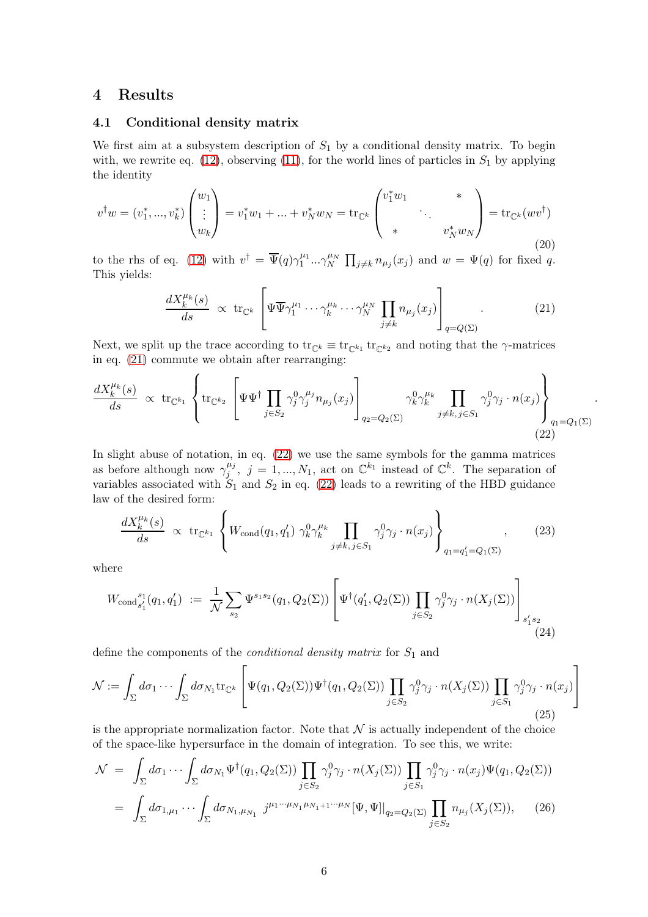# 4 Results

## 4.1 Conditional density matrix

We first aim at a subsystem description of $S_1$ by a conditional density matrix. To begin with, we rewrite eq. (12), observing (11), for the world lines of particles in $S_1$ by applying the identity

$$v^\dagger w = (v_1^*, ..., v_k^*) \begin{pmatrix} w_1 \\ \vdots \\ w_k \end{pmatrix} = v_1^* w_1 + ... + v_N^* w_N = \mathrm{tr}_{\mathbb{C}^k} \begin{pmatrix} v_1^* w_1 & & * \\ & \ddots & \\ * & & v_N^* w_N \end{pmatrix} = \mathrm{tr}_{\mathbb{C}^k}(w v^\dagger) \tag{20}$$

to the rhs of eq. (12) with $v^\dagger = \overline{\Psi}(q)\gamma_1^{\mu_1}...\gamma_N^{\mu_N} \prod_{j\neq k} n_{\mu_j}(x_j)$ and $w = \Psi(q)$ for fixed $q$. This yields:

$$\frac{dX_k^{\mu_k}(s)}{ds} \ \propto \ \mathrm{tr}_{\mathbb{C}^k} \left[ \Psi\overline{\Psi}\gamma_1^{\mu_1} \cdots \gamma_k^{\mu_k} \cdots \gamma_N^{\mu_N} \prod_{j\neq k} n_{\mu_j}(x_j) \right]_{q=Q(\Sigma)} . \tag{21}$$

Next, we split up the trace according to $\mathrm{tr}_{\mathbb{C}^k} \equiv \mathrm{tr}_{\mathbb{C}^{k_1}} \mathrm{tr}_{\mathbb{C}^{k_2}}$ and noting that the $\gamma$-matrices in eq. (21) commute we obtain after rearranging:

$$\frac{dX_k^{\mu_k}(s)}{ds} \ \propto \ \mathrm{tr}_{\mathbb{C}^{k_1}} \left\{ \mathrm{tr}_{\mathbb{C}^{k_2}} \left[ \Psi\Psi^\dagger \prod_{j\in S_2} \gamma_j^0 \gamma_j^{\mu_j} n_{\mu_j}(x_j) \right]_{q_2=Q_2(\Sigma)} \gamma_k^0 \gamma_k^{\mu_k} \prod_{j\neq k, j\in S_1} \gamma_j^0 \gamma_j \cdot n(x_j) \right\}_{q_1=Q_1(\Sigma)} . \tag{22}$$

In slight abuse of notation, in eq. (22) we use the same symbols for the gamma matrices as before although now $\gamma_j^{\mu_j}$, $j = 1, ..., N_1$, act on $\mathbb{C}^{k_1}$ instead of $\mathbb{C}^k$. The separation of variables associated with $S_1$ and $S_2$ in eq. (22) leads to a rewriting of the HBD guidance law of the desired form:

$$\frac{dX_k^{\mu_k}(s)}{ds} \ \propto \ \mathrm{tr}_{\mathbb{C}^{k_1}} \left\{ W_{\mathrm{cond}}(q_1, q_1') \ \gamma_k^0 \gamma_k^{\mu_k} \prod_{j\neq k, j\in S_1} \gamma_j^0 \gamma_j \cdot n(x_j) \right\}_{q_1=q_1'=Q_1(\Sigma)} , \tag{23}$$

where

$${W_{\mathrm{cond}}}^{s_1}_{s_1'}(q_1, q_1') \ := \ \frac{1}{\mathcal{N}} \sum_{s_2} \Psi^{s_1 s_2}(q_1, Q_2(\Sigma)) \left[ \Psi^\dagger(q_1', Q_2(\Sigma)) \prod_{j\in S_2} \gamma_j^0 \gamma_j \cdot n(X_j(\Sigma)) \right]_{s_1' s_2} \tag{24}$$

define the components of the *conditional density matrix* for $S_1$ and

$$\mathcal{N} := \int_\Sigma d\sigma_1 \cdots \int_\Sigma d\sigma_{N_1} \mathrm{tr}_{\mathbb{C}^k} \left[ \Psi(q_1, Q_2(\Sigma))\Psi^\dagger(q_1, Q_2(\Sigma)) \prod_{j\in S_2} \gamma_j^0 \gamma_j \cdot n(X_j(\Sigma)) \prod_{j\in S_1} \gamma_j^0 \gamma_j \cdot n(x_j) \right] \tag{25}$$

is the appropriate normalization factor. Note that $\mathcal{N}$ is actually independent of the choice of the space-like hypersurface in the domain of integration. To see this, we write:

$$\begin{aligned} \mathcal{N} \ &= \ \int_\Sigma d\sigma_1 \cdots \int_\Sigma d\sigma_{N_1} \Psi^\dagger(q_1, Q_2(\Sigma)) \prod_{j\in S_2} \gamma_j^0 \gamma_j \cdot n(X_j(\Sigma)) \prod_{j\in S_1} \gamma_j^0 \gamma_j \cdot n(x_j) \Psi(q_1, Q_2(\Sigma)) \\ &= \ \int_\Sigma d\sigma_{1,\mu_1} \cdots \int_\Sigma d\sigma_{N_1,\mu_{N_1}} \ j^{\mu_1 \cdots \mu_{N_1} \mu_{N_1+1} \cdots \mu_N}[\Psi, \Psi]\big|_{q_2=Q_2(\Sigma)} \prod_{j\in S_2} n_{\mu_j}(X_j(\Sigma)), \end{aligned} \tag{26}$$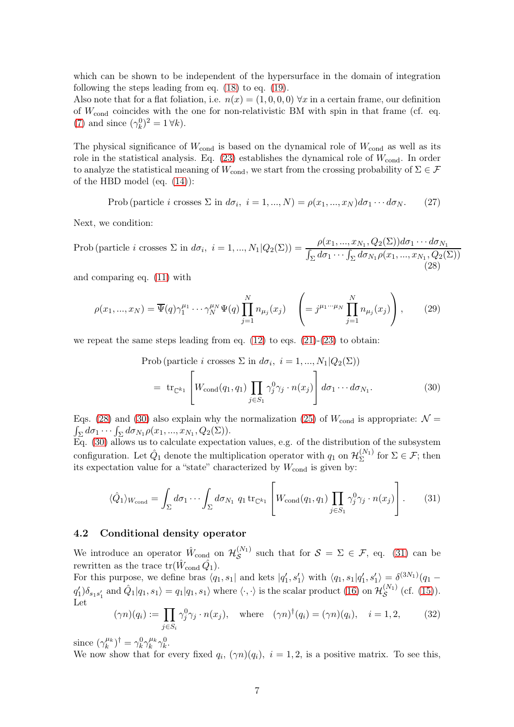which can be shown to be independent of the hypersurface in the domain of integration following the steps leading from eq. (18) to eq. (19).
Also note that for a flat foliation, i.e. $n(x) = (1,0,0,0)\ \forall x$ in a certain frame, our definition of $W_{\text{cond}}$ coincides with the one for non-relativistic BM with spin in that frame (cf. eq. (7) and since $(\gamma_k^0)^2 = 1\,\forall k$).

The physical significance of $W_{\text{cond}}$ is based on the dynamical role of $W_{\text{cond}}$ as well as its role in the statistical analysis. Eq. (23) establishes the dynamical role of $W_{\text{cond}}$. In order to analyze the statistical meaning of $W_{\text{cond}}$, we start from the crossing probability of $\Sigma \in \mathcal{F}$ of the HBD model (eq. (14)):

$$\text{Prob}\,(\text{particle } i \text{ crosses } \Sigma \text{ in } d\sigma_i,\ i = 1, ..., N) = \rho(x_1, ..., x_N) d\sigma_1 \cdots d\sigma_N. \tag{27}$$

Next, we condition:

$$\text{Prob}\,(\text{particle } i \text{ crosses } \Sigma \text{ in } d\sigma_i,\ i = 1, ..., N_1 | Q_2(\Sigma)) = \frac{\rho(x_1, ..., x_{N_1}, Q_2(\Sigma)) d\sigma_1 \cdots d\sigma_{N_1}}{\int_\Sigma d\sigma_1 \cdots \int_\Sigma d\sigma_{N_1} \rho(x_1, ..., x_{N_1}, Q_2(\Sigma))} \tag{28}$$

and comparing eq. (11) with

$$\rho(x_1, ..., x_N) = \overline{\Psi}(q) \gamma_1^{\mu_1} \cdots \gamma_N^{\mu_N} \Psi(q) \prod_{j=1}^N n_{\mu_j}(x_j) \quad \left( = j^{\mu_1 \cdots \mu_N} \prod_{j=1}^N n_{\mu_j}(x_j) \right), \tag{29}$$

we repeat the same steps leading from eq. (12) to eqs. (21)-(23) to obtain:

$$\begin{aligned} &\text{Prob}\,(\text{particle } i \text{ crosses } \Sigma \text{ in } d\sigma_i,\ i = 1, ..., N_1 | Q_2(\Sigma)) \\ &= \ \text{tr}_{\mathbb{C}^{k_1}} \left[ W_{\text{cond}}(q_1, q_1) \prod_{j \in S_1} \gamma_j^0 \gamma_j \cdot n(x_j) \right] d\sigma_1 \cdots d\sigma_{N_1}. \end{aligned} \tag{30}$$

Eqs. (28) and (30) also explain why the normalization (25) of $W_{\text{cond}}$ is appropriate: $\mathcal{N} = \int_\Sigma d\sigma_1 \cdots \int_\Sigma d\sigma_{N_1} \rho(x_1, ..., x_{N_1}, Q_2(\Sigma))$.
Eq. (30) allows us to calculate expectation values, e.g. of the distribution of the subsystem configuration. Let $\hat{Q}_1$ denote the multiplication operator with $q_1$ on $\mathcal{H}_\Sigma^{(N_1)}$ for $\Sigma \in \mathcal{F}$; then its expectation value for a "state" characterized by $W_{\text{cond}}$ is given by:

$$\langle \hat{Q}_1 \rangle_{W_{\text{cond}}} = \int_\Sigma d\sigma_1 \cdots \int_\Sigma d\sigma_{N_1}\ q_1\, \text{tr}_{\mathbb{C}^{k_1}} \left[ W_{\text{cond}}(q_1, q_1) \prod_{j \in S_1} \gamma_j^0 \gamma_j \cdot n(x_j) \right]. \tag{31}$$

### 4.2 Conditional density operator

We introduce an operator $\hat{W}_{\text{cond}}$ on $\mathcal{H}_\mathcal{S}^{(N_1)}$ such that for $\mathcal{S} = \Sigma \in \mathcal{F}$, eq. (31) can be rewritten as the trace $\text{tr}(\hat{W}_{\text{cond}}\, \hat{Q}_1)$.
For this purpose, we define bras $\langle q_1, s_1|$ and kets $|q_1', s_1'\rangle$ with $\langle q_1, s_1 | q_1', s_1' \rangle = \delta^{(3N_1)}(q_1 - q_1') \delta_{s_1 s_1'}$ and $\hat{Q}_1 | q_1, s_1 \rangle = q_1 | q_1, s_1 \rangle$ where $\langle \cdot, \cdot \rangle$ is the scalar product (16) on $\mathcal{H}_\mathcal{S}^{(N_1)}$ (cf. (15)).
Let

$$(\gamma n)(q_i) := \prod_{j \in S_i} \gamma_j^0 \gamma_j \cdot n(x_j), \quad \text{where} \quad (\gamma n)^\dagger(q_i) = (\gamma n)(q_i), \quad i = 1, 2, \tag{32}$$

since $(\gamma_k^{\mu_k})^\dagger = \gamma_k^0 \gamma_k^{\mu_k} \gamma_k^0$.
We now show that for every fixed $q_i$, $(\gamma n)(q_i),\ i = 1, 2$, is a positive matrix. To see this,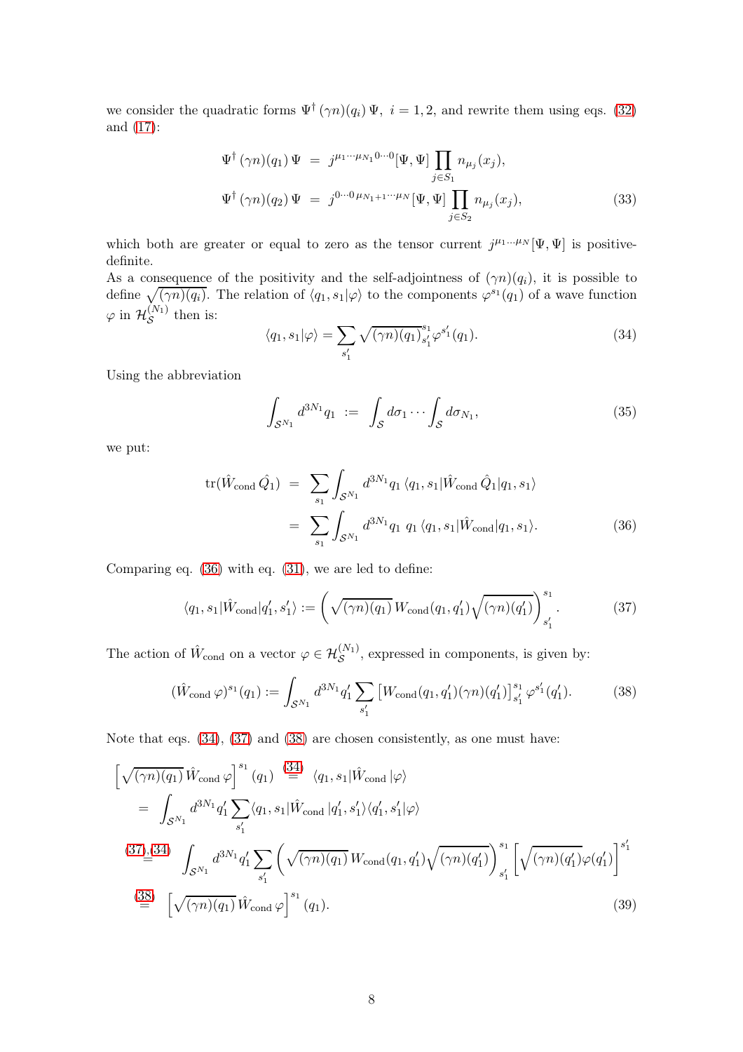we consider the quadratic forms $\Psi^\dagger\,(\gamma n)(q_i)\,\Psi,\ i=1,2$, and rewrite them using eqs. (32) and (17):

$$
\begin{aligned}
\Psi^\dagger\,(\gamma n)(q_1)\,\Psi &= j^{\mu_1\cdots\mu_{N_1}0\cdots 0}[\Psi,\Psi]\prod_{j\in S_1} n_{\mu_j}(x_j),\\
\Psi^\dagger\,(\gamma n)(q_2)\,\Psi &= j^{0\cdots 0\mu_{N_1+1}\cdots\mu_N}[\Psi,\Psi]\prod_{j\in S_2} n_{\mu_j}(x_j),
\end{aligned}
\tag{33}
$$

which both are greater or equal to zero as the tensor current $j^{\mu_1\cdots\mu_N}[\Psi,\Psi]$ is positive-definite.

As a consequence of the positivity and the self-adjointness of $(\gamma n)(q_i)$, it is possible to define $\sqrt{(\gamma n)(q_i)}$. The relation of $\langle q_1,s_1|\varphi\rangle$ to the components $\varphi^{s_1}(q_1)$ of a wave function $\varphi$ in $\mathcal{H}_{\mathcal{S}}^{(N_1)}$ then is:

$$
\langle q_1,s_1|\varphi\rangle = \sum_{s_1'} \sqrt{(\gamma n)(q_1)}^{s_1}_{s_1'}\varphi^{s_1'}(q_1). \tag{34}
$$

Using the abbreviation

$$
\int_{\mathcal{S}^{N_1}} d^{3N_1}q_1 \;:=\; \int_{\mathcal{S}} d\sigma_1\cdots\int_{\mathcal{S}} d\sigma_{N_1}, \tag{35}
$$

we put:

$$
\begin{aligned}
\mathrm{tr}(\hat{W}_{\mathrm{cond}}\,\hat{Q}_1) &= \sum_{s_1}\int_{\mathcal{S}^{N_1}} d^{3N_1}q_1\,\langle q_1,s_1|\hat{W}_{\mathrm{cond}}\,\hat{Q}_1|q_1,s_1\rangle\\
&= \sum_{s_1}\int_{\mathcal{S}^{N_1}} d^{3N_1}q_1\;q_1\,\langle q_1,s_1|\hat{W}_{\mathrm{cond}}|q_1,s_1\rangle.
\end{aligned}
\tag{36}
$$

Comparing eq. (36) with eq. (31), we are led to define:

$$
\langle q_1,s_1|\hat{W}_{\mathrm{cond}}|q_1',s_1'\rangle := \left(\sqrt{(\gamma n)(q_1)}\,W_{\mathrm{cond}}(q_1,q_1')\sqrt{(\gamma n)(q_1')}\right)^{s_1}_{s_1'}. \tag{37}
$$

The action of $\hat{W}_{\mathrm{cond}}$ on a vector $\varphi\in\mathcal{H}_{\mathcal{S}}^{(N_1)}$, expressed in components, is given by:

$$
(\hat{W}_{\mathrm{cond}}\,\varphi)^{s_1}(q_1) := \int_{\mathcal{S}^{N_1}} d^{3N_1}q_1'\sum_{s_1'}\left[W_{\mathrm{cond}}(q_1,q_1')(\gamma n)(q_1')\right]^{s_1}_{s_1'}\varphi^{s_1'}(q_1'). \tag{38}
$$

Note that eqs. (34), (37) and (38) are chosen consistently, as one must have:

$$
\begin{aligned}
\left[\sqrt{(\gamma n)(q_1)}\,\hat{W}_{\mathrm{cond}}\,\varphi\right]^{s_1}(q_1) &\overset{(34)}{=} \langle q_1,s_1|\hat{W}_{\mathrm{cond}}\,|\varphi\rangle\\
&= \int_{\mathcal{S}^{N_1}} d^{3N_1}q_1'\sum_{s_1'}\langle q_1,s_1|\hat{W}_{\mathrm{cond}}\,|q_1',s_1'\rangle\langle q_1',s_1'|\varphi\rangle\\
&\overset{(37),(34)}{=} \int_{\mathcal{S}^{N_1}} d^{3N_1}q_1'\sum_{s_1'}\left(\sqrt{(\gamma n)(q_1)}\,W_{\mathrm{cond}}(q_1,q_1')\sqrt{(\gamma n)(q_1')}\right)^{s_1}_{s_1'}\left[\sqrt{(\gamma n)(q_1')}\varphi(q_1')\right]^{s_1'}\\
&\overset{(38)}{=} \left[\sqrt{(\gamma n)(q_1)}\,\hat{W}_{\mathrm{cond}}\,\varphi\right]^{s_1}(q_1).
\end{aligned}
\tag{39}
$$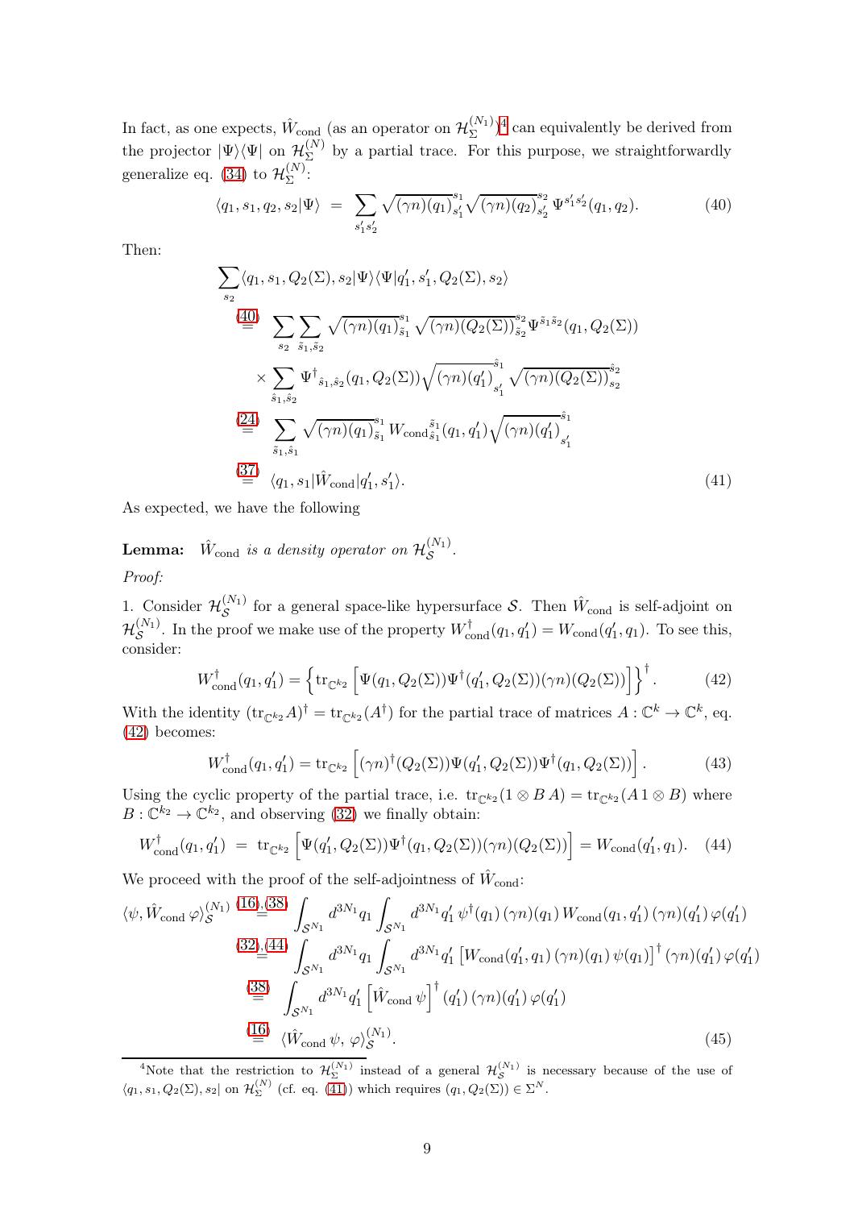In fact, as one expects, $\hat{W}_{\rm cond}$ (as an operator on $\mathcal{H}_\Sigma^{(N_1)}$)[4] can equivalently be derived from the projector $|\Psi\rangle\langle\Psi|$ on $\mathcal{H}_\Sigma^{(N)}$ by a partial trace. For this purpose, we straightforwardly generalize eq. (34) to $\mathcal{H}_\Sigma^{(N)}$:

$$\langle q_1, s_1, q_2, s_2|\Psi\rangle \;=\; \sum_{s_1' s_2'} \sqrt{(\gamma n)(q_1)}^{s_1}_{s_1'} \sqrt{(\gamma n)(q_2)}^{s_2}_{s_2'} \, \Psi^{s_1' s_2'}(q_1, q_2). \tag{40}$$

Then:

$$\begin{aligned}
&\sum_{s_2} \langle q_1, s_1, Q_2(\Sigma), s_2|\Psi\rangle\langle\Psi|q_1', s_1', Q_2(\Sigma), s_2\rangle \\
&\overset{(40)}{=} \sum_{s_2} \sum_{\tilde{s}_1, \tilde{s}_2} \sqrt{(\gamma n)(q_1)}^{s_1}_{\tilde{s}_1} \sqrt{(\gamma n)(Q_2(\Sigma))}^{s_2}_{\tilde{s}_2} \Psi^{\tilde{s}_1 \tilde{s}_2}(q_1, Q_2(\Sigma)) \\
&\quad \times \sum_{\hat{s}_1, \hat{s}_2} \Psi^\dagger{}_{\hat{s}_1, \hat{s}_2}(q_1, Q_2(\Sigma)) \sqrt{(\gamma n)(q_1')}^{\hat{s}_1}_{s_1'} \sqrt{(\gamma n)(Q_2(\Sigma))}^{\hat{s}_2}_{s_2} \\
&\overset{(24)}{=} \sum_{\tilde{s}_1, \hat{s}_1} \sqrt{(\gamma n)(q_1)}^{s_1}_{\tilde{s}_1} \, W_{\rm cond}{}^{\tilde{s}_1}_{\hat{s}_1}(q_1, q_1') \sqrt{(\gamma n)(q_1')}^{\hat{s}_1}_{s_1'} \\
&\overset{(37)}{=} \langle q_1, s_1|\hat{W}_{\rm cond}|q_1', s_1'\rangle.
\end{aligned} \tag{41}$$

As expected, we have the following

**Lemma:** *$\hat{W}_{\rm cond}$ is a density operator on $\mathcal{H}_\mathcal{S}^{(N_1)}$.*

*Proof:*

1. Consider $\mathcal{H}_\mathcal{S}^{(N_1)}$ for a general space-like hypersurface $\mathcal{S}$. Then $\hat{W}_{\rm cond}$ is self-adjoint on $\mathcal{H}_\mathcal{S}^{(N_1)}$. In the proof we make use of the property $W^\dagger_{\rm cond}(q_1, q_1') = W_{\rm cond}(q_1', q_1)$. To see this, consider:

$$W^\dagger_{\rm cond}(q_1, q_1') = \left\{ {\rm tr}_{\mathbb{C}^{k_2}} \left[ \Psi(q_1, Q_2(\Sigma)) \Psi^\dagger(q_1', Q_2(\Sigma)) (\gamma n)(Q_2(\Sigma)) \right] \right\}^\dagger. \tag{42}$$

With the identity $({\rm tr}_{\mathbb{C}^{k_2}} A)^\dagger = {\rm tr}_{\mathbb{C}^{k_2}}(A^\dagger)$ for the partial trace of matrices $A : \mathbb{C}^k \to \mathbb{C}^k$, eq. (42) becomes:

$$W^\dagger_{\rm cond}(q_1, q_1') = {\rm tr}_{\mathbb{C}^{k_2}} \left[ (\gamma n)^\dagger(Q_2(\Sigma)) \Psi(q_1', Q_2(\Sigma)) \Psi^\dagger(q_1, Q_2(\Sigma)) \right]. \tag{43}$$

Using the cyclic property of the partial trace, i.e. ${\rm tr}_{\mathbb{C}^{k_2}}(1 \otimes B\, A) = {\rm tr}_{\mathbb{C}^{k_2}}(A\, 1 \otimes B)$ where $B : \mathbb{C}^{k_2} \to \mathbb{C}^{k_2}$, and observing (32) we finally obtain:

$$W^\dagger_{\rm cond}(q_1, q_1') \;=\; {\rm tr}_{\mathbb{C}^{k_2}} \left[ \Psi(q_1', Q_2(\Sigma)) \Psi^\dagger(q_1, Q_2(\Sigma)) (\gamma n)(Q_2(\Sigma)) \right] = W_{\rm cond}(q_1', q_1). \tag{44}$$

We proceed with the proof of the self-adjointness of $\hat{W}_{\rm cond}$:

$$\begin{aligned}
\langle \psi, \hat{W}_{\rm cond}\, \varphi \rangle^{(N_1)}_\mathcal{S} &\overset{(16),(38)}{=} \int_{\mathcal{S}^{N_1}} d^{3N_1}q_1 \int_{\mathcal{S}^{N_1}} d^{3N_1}q_1' \, \psi^\dagger(q_1)\, (\gamma n)(q_1)\, W_{\rm cond}(q_1, q_1')\, (\gamma n)(q_1')\, \varphi(q_1') \\
&\overset{(32),(44)}{=} \int_{\mathcal{S}^{N_1}} d^{3N_1}q_1 \int_{\mathcal{S}^{N_1}} d^{3N_1}q_1' \left[ W_{\rm cond}(q_1', q_1)\, (\gamma n)(q_1)\, \psi(q_1) \right]^\dagger (\gamma n)(q_1')\, \varphi(q_1') \\
&\overset{(38)}{=} \int_{\mathcal{S}^{N_1}} d^{3N_1}q_1' \left[ \hat{W}_{\rm cond}\, \psi \right]^\dagger (q_1')\, (\gamma n)(q_1')\, \varphi(q_1') \\
&\overset{(16)}{=} \langle \hat{W}_{\rm cond}\, \psi,\, \varphi \rangle^{(N_1)}_\mathcal{S}.
\end{aligned} \tag{45}$$

[4]Note that the restriction to $\mathcal{H}_\Sigma^{(N_1)}$ instead of a general $\mathcal{H}_\mathcal{S}^{(N_1)}$ is necessary because of the use of $\langle q_1, s_1, Q_2(\Sigma), s_2|$ on $\mathcal{H}_\Sigma^{(N)}$ (cf. eq. (41)) which requires $(q_1, Q_2(\Sigma)) \in \Sigma^N$.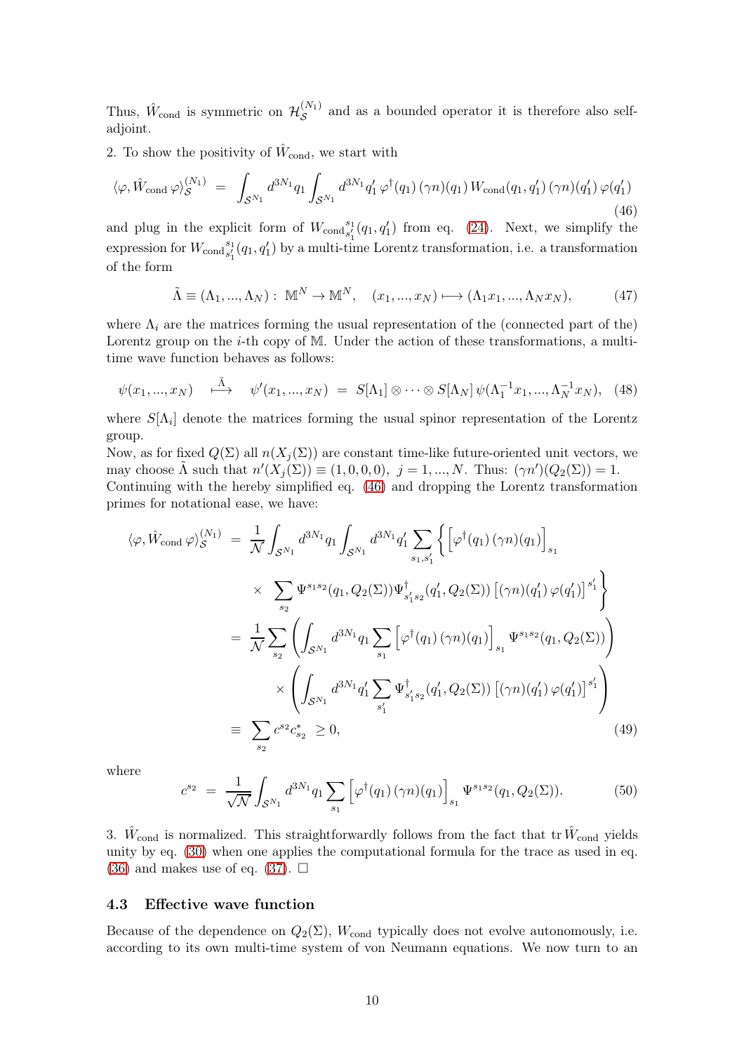Thus, $\hat{W}_{\rm cond}$ is symmetric on $\mathcal{H}_{\mathcal{S}}^{(N_1)}$ and as a bounded operator it is therefore also self-adjoint.

2. To show the positivity of $\hat{W}_{\rm cond}$, we start with

$$\langle \varphi, \hat{W}_{\rm cond}\, \varphi \rangle_{\mathcal{S}}^{(N_1)} \;=\; \int_{\mathcal{S}^{N_1}} d^{3N_1} q_1 \int_{\mathcal{S}^{N_1}} d^{3N_1} q_1' \, \varphi^\dagger(q_1)\,(\gamma n)(q_1)\, W_{\rm cond}(q_1, q_1')\,(\gamma n)(q_1')\,\varphi(q_1') \tag{46}$$

and plug in the explicit form of ${W_{\rm cond}}^{s_1}_{s_1'}(q_1,q_1')$ from eq. (24). Next, we simplify the expression for ${W_{\rm cond}}^{s_1}_{s_1'}(q_1,q_1')$ by a multi-time Lorentz transformation, i.e. a transformation of the form

$$\tilde{\Lambda} \equiv (\Lambda_1, ..., \Lambda_N): \; \mathbb{M}^N \to \mathbb{M}^N, \quad (x_1, ..., x_N) \longmapsto (\Lambda_1 x_1, ..., \Lambda_N x_N), \tag{47}$$

where $\Lambda_i$ are the matrices forming the usual representation of the (connected part of the) Lorentz group on the $i$-th copy of $\mathbb{M}$. Under the action of these transformations, a multi-time wave function behaves as follows:

$$\psi(x_1, ..., x_N) \quad \overset{\tilde{\Lambda}}{\longmapsto} \quad \psi'(x_1, ..., x_N) \;=\; S[\Lambda_1] \otimes \cdots \otimes S[\Lambda_N]\,\psi(\Lambda_1^{-1} x_1, ..., \Lambda_N^{-1} x_N), \tag{48}$$

where $S[\Lambda_i]$ denote the matrices forming the usual spinor representation of the Lorentz group.

Now, as for fixed $Q(\Sigma)$ all $n(X_j(\Sigma))$ are constant time-like future-oriented unit vectors, we may choose $\tilde{\Lambda}$ such that $n'(X_j(\Sigma)) \equiv (1,0,0,0), \;\; j = 1, ..., N$. Thus: $(\gamma n')(Q_2(\Sigma)) = 1$.

Continuing with the hereby simplified eq. (46) and dropping the Lorentz transformation primes for notational ease, we have:

$$\begin{aligned}
\langle \varphi, \hat{W}_{\rm cond}\, \varphi \rangle_{\mathcal{S}}^{(N_1)} \;&=\; \frac{1}{\mathcal{N}} \int_{\mathcal{S}^{N_1}} d^{3N_1} q_1 \int_{\mathcal{S}^{N_1}} d^{3N_1} q_1' \sum_{s_1, s_1'} \Bigg\{ \left[ \varphi^\dagger(q_1)\,(\gamma n)(q_1) \right]_{s_1} \\
&\quad \times \sum_{s_2} \Psi^{s_1 s_2}(q_1, Q_2(\Sigma)) \Psi^\dagger_{s_1' s_2}(q_1', Q_2(\Sigma)) \left[ (\gamma n)(q_1')\,\varphi(q_1') \right]^{s_1'} \Bigg\} \\
&=\; \frac{1}{\mathcal{N}} \sum_{s_2} \left( \int_{\mathcal{S}^{N_1}} d^{3N_1} q_1 \sum_{s_1} \left[ \varphi^\dagger(q_1)\,(\gamma n)(q_1) \right]_{s_1} \Psi^{s_1 s_2}(q_1, Q_2(\Sigma)) \right) \\
&\quad \times \left( \int_{\mathcal{S}^{N_1}} d^{3N_1} q_1' \sum_{s_1'} \Psi^\dagger_{s_1' s_2}(q_1', Q_2(\Sigma)) \left[ (\gamma n)(q_1')\,\varphi(q_1') \right]^{s_1'} \right) \\
&\equiv\; \sum_{s_2} c^{s_2} c^*_{s_2} \;\geq 0,
\end{aligned} \tag{49}$$

where

$$c^{s_2} \;=\; \frac{1}{\sqrt{\mathcal{N}}} \int_{\mathcal{S}^{N_1}} d^{3N_1} q_1 \sum_{s_1} \left[ \varphi^\dagger(q_1)\,(\gamma n)(q_1) \right]_{s_1} \Psi^{s_1 s_2}(q_1, Q_2(\Sigma)). \tag{50}$$

3. $\hat{W}_{\rm cond}$ is normalized. This straightforwardly follows from the fact that $\operatorname{tr} \hat{W}_{\rm cond}$ yields unity by eq. (30) when one applies the computational formula for the trace as used in eq. (36) and makes use of eq. (37). $\square$

### 4.3 Effective wave function

Because of the dependence on $Q_2(\Sigma)$, $W_{\rm cond}$ typically does not evolve autonomously, i.e. according to its own multi-time system of von Neumann equations. We now turn to an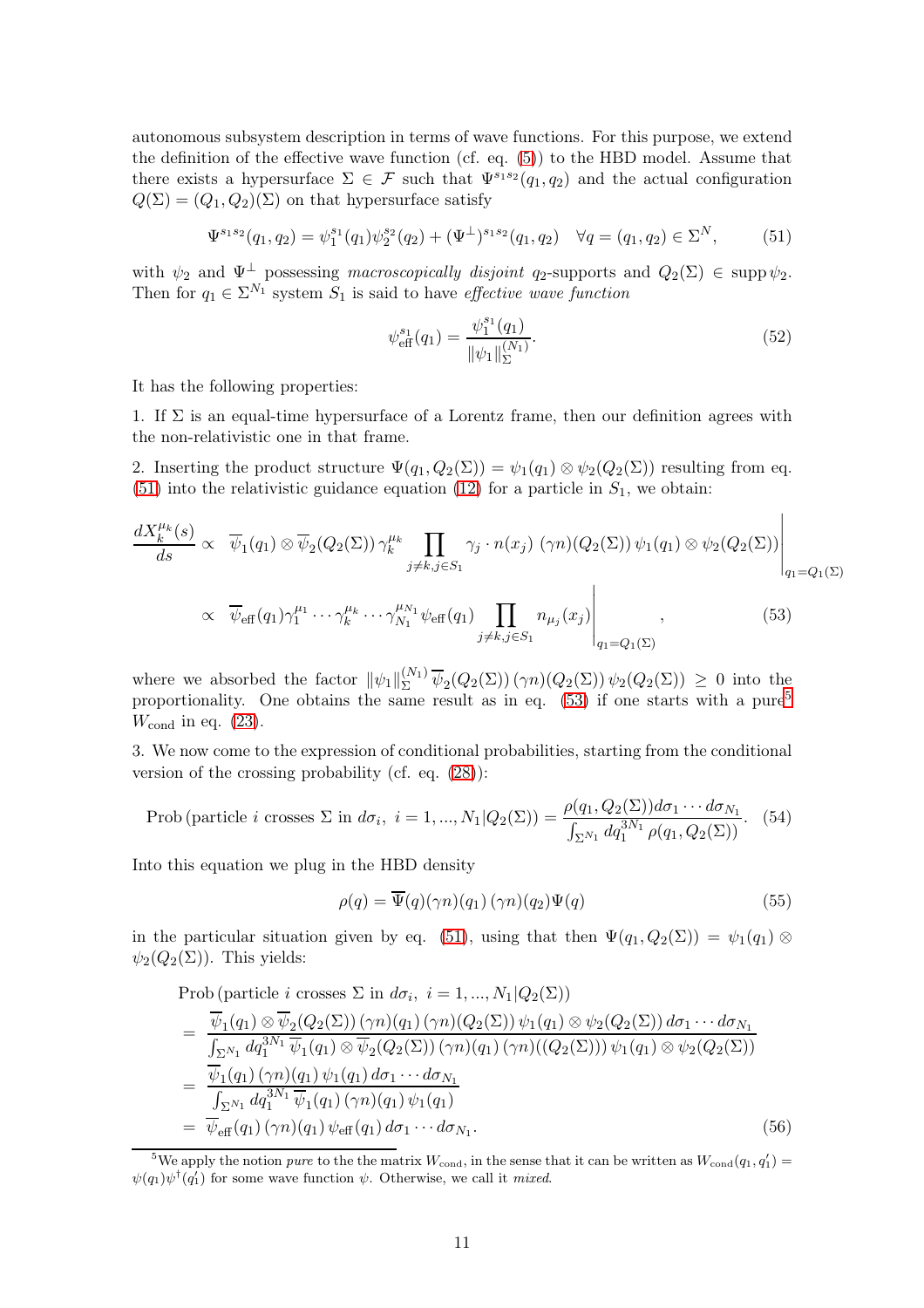autonomous subsystem description in terms of wave functions. For this purpose, we extend the definition of the effective wave function (cf. eq. (5)) to the HBD model. Assume that there exists a hypersurface $\Sigma \in \mathcal{F}$ such that $\Psi^{s_1 s_2}(q_1, q_2)$ and the actual configuration $Q(\Sigma) = (Q_1, Q_2)(\Sigma)$ on that hypersurface satisfy

$$\Psi^{s_1 s_2}(q_1, q_2) = \psi_1^{s_1}(q_1)\psi_2^{s_2}(q_2) + (\Psi^\perp)^{s_1 s_2}(q_1, q_2) \quad \forall q = (q_1, q_2) \in \Sigma^N, \tag{51}$$

with $\psi_2$ and $\Psi^\perp$ possessing *macroscopically disjoint* $q_2$-supports and $Q_2(\Sigma) \in \operatorname{supp} \psi_2$. Then for $q_1 \in \Sigma^{N_1}$ system $S_1$ is said to have *effective wave function*

$$\psi_{\text{eff}}^{s_1}(q_1) = \frac{\psi_1^{s_1}(q_1)}{\|\psi_1\|_\Sigma^{(N_1)}}. \tag{52}$$

It has the following properties:

1. If $\Sigma$ is an equal-time hypersurface of a Lorentz frame, then our definition agrees with the non-relativistic one in that frame.

2. Inserting the product structure $\Psi(q_1, Q_2(\Sigma)) = \psi_1(q_1) \otimes \psi_2(Q_2(\Sigma))$ resulting from eq. (51) into the relativistic guidance equation (12) for a particle in $S_1$, we obtain:

$$\begin{aligned}
\frac{dX_k^{\mu_k}(s)}{ds} &\propto \left. \overline{\psi}_1(q_1) \otimes \overline{\psi}_2(Q_2(\Sigma))\, \gamma_k^{\mu_k} \prod_{j\neq k, j\in S_1} \gamma_j \cdot n(x_j)\; (\gamma n)(Q_2(\Sigma))\, \psi_1(q_1) \otimes \psi_2(Q_2(\Sigma)) \right|_{q_1 = Q_1(\Sigma)} \\
&\propto \left. \overline{\psi}_{\text{eff}}(q_1) \gamma_1^{\mu_1} \cdots \gamma_k^{\mu_k} \cdots \gamma_{N_1}^{\mu_{N_1}} \psi_{\text{eff}}(q_1) \prod_{j\neq k, j\in S_1} n_{\mu_j}(x_j) \right|_{q_1 = Q_1(\Sigma)},
\end{aligned} \tag{53}$$

where we absorbed the factor $\|\psi_1\|_\Sigma^{(N_1)}\, \overline{\psi}_2(Q_2(\Sigma))\, (\gamma n)(Q_2(\Sigma))\, \psi_2(Q_2(\Sigma)) \geq 0$ into the proportionality. One obtains the same result as in eq. (53) if one starts with a pure[5] $W_{\text{cond}}$ in eq. (23).

3. We now come to the expression of conditional probabilities, starting from the conditional version of the crossing probability (cf. eq. (28)):

$$\text{Prob}\,(\text{particle } i \text{ crosses } \Sigma \text{ in } d\sigma_i,\ i = 1, ..., N_1 | Q_2(\Sigma)) = \frac{\rho(q_1, Q_2(\Sigma)) d\sigma_1 \cdots d\sigma_{N_1}}{\int_{\Sigma^{N_1}} dq_1^{3N_1}\, \rho(q_1, Q_2(\Sigma))}. \tag{54}$$

Into this equation we plug in the HBD density

$$\rho(q) = \overline{\Psi}(q) (\gamma n)(q_1)\, (\gamma n)(q_2) \Psi(q) \tag{55}$$

in the particular situation given by eq. (51), using that then $\Psi(q_1, Q_2(\Sigma)) = \psi_1(q_1) \otimes \psi_2(Q_2(\Sigma))$. This yields:

$$\begin{aligned}
&\text{Prob}\,(\text{particle } i \text{ crosses } \Sigma \text{ in } d\sigma_i,\ i = 1, ..., N_1 | Q_2(\Sigma)) \\
&= \frac{\overline{\psi}_1(q_1) \otimes \overline{\psi}_2(Q_2(\Sigma))\, (\gamma n)(q_1)\, (\gamma n)(Q_2(\Sigma))\, \psi_1(q_1) \otimes \psi_2(Q_2(\Sigma))\, d\sigma_1 \cdots d\sigma_{N_1}}{\int_{\Sigma^{N_1}} dq_1^{3N_1}\, \overline{\psi}_1(q_1) \otimes \overline{\psi}_2(Q_2(\Sigma))\, (\gamma n)(q_1)\, (\gamma n)((Q_2(\Sigma)))\, \psi_1(q_1) \otimes \psi_2(Q_2(\Sigma))} \\
&= \frac{\overline{\psi}_1(q_1)\, (\gamma n)(q_1)\, \psi_1(q_1)\, d\sigma_1 \cdots d\sigma_{N_1}}{\int_{\Sigma^{N_1}} dq_1^{3N_1}\, \overline{\psi}_1(q_1)\, (\gamma n)(q_1)\, \psi_1(q_1)} \\
&= \overline{\psi}_{\text{eff}}(q_1)\, (\gamma n)(q_1)\, \psi_{\text{eff}}(q_1)\, d\sigma_1 \cdots d\sigma_{N_1}.
\end{aligned} \tag{56}$$

[5] We apply the notion *pure* to the the matrix $W_{\text{cond}}$, in the sense that it can be written as $W_{\text{cond}}(q_1, q_1') = \psi(q_1)\psi^\dagger(q_1')$ for some wave function $\psi$. Otherwise, we call it *mixed*.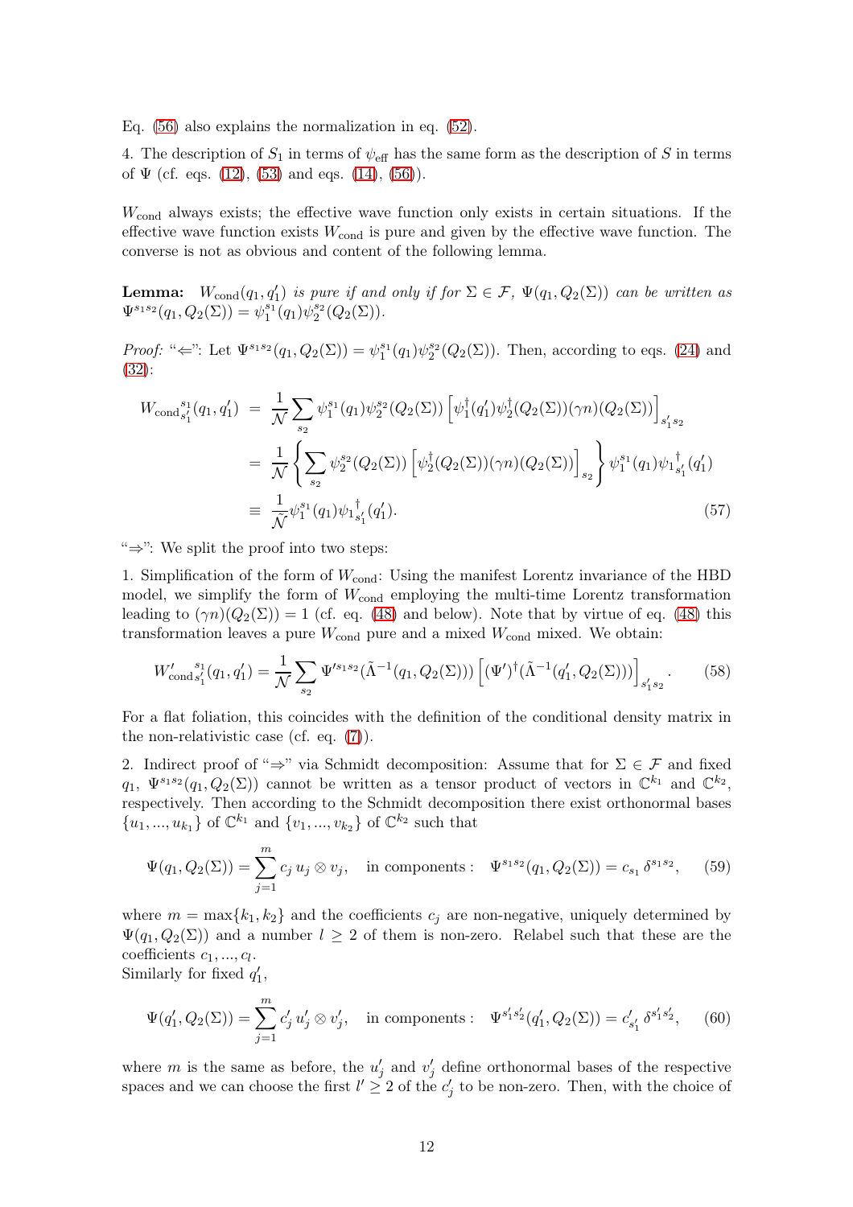Eq. (56) also explains the normalization in eq. (52).

4. The description of $S_1$ in terms of $\psi_{\rm eff}$ has the same form as the description of $S$ in terms of $\Psi$ (cf. eqs. (12), (53) and eqs. (14), (56)).

$W_{\rm cond}$ always exists; the effective wave function only exists in certain situations. If the effective wave function exists $W_{\rm cond}$ is pure and given by the effective wave function. The converse is not as obvious and content of the following lemma.

**Lemma:** *$W_{\rm cond}(q_1, q_1')$ is pure if and only if for $\Sigma \in \mathcal{F}$, $\Psi(q_1, Q_2(\Sigma))$ can be written as $\Psi^{s_1 s_2}(q_1, Q_2(\Sigma)) = \psi_1^{s_1}(q_1)\psi_2^{s_2}(Q_2(\Sigma))$.*

*Proof:* "$\Leftarrow$": Let $\Psi^{s_1 s_2}(q_1, Q_2(\Sigma)) = \psi_1^{s_1}(q_1)\psi_2^{s_2}(Q_2(\Sigma))$. Then, according to eqs. (24) and (32):

$$
\begin{aligned}
W_{\rm cond}{}^{s_1}_{s_1'}(q_1, q_1') &= \frac{1}{\mathcal{N}} \sum_{s_2} \psi_1^{s_1}(q_1)\psi_2^{s_2}(Q_2(\Sigma)) \left[\psi_1^\dagger(q_1')\psi_2^\dagger(Q_2(\Sigma))(\gamma n)(Q_2(\Sigma))\right]_{s_1' s_2} \\
&= \frac{1}{\mathcal{N}} \left\{ \sum_{s_2} \psi_2^{s_2}(Q_2(\Sigma)) \left[\psi_2^\dagger(Q_2(\Sigma))(\gamma n)(Q_2(\Sigma))\right]_{s_2} \right\} \psi_1^{s_1}(q_1) {\psi_1}^\dagger_{s_1'}(q_1') \\
&\equiv \frac{1}{\tilde{\mathcal{N}}} \psi_1^{s_1}(q_1) {\psi_1}^\dagger_{s_1'}(q_1'). \qquad (57)
\end{aligned}
$$

"$\Rightarrow$": We split the proof into two steps:

1. Simplification of the form of $W_{\rm cond}$: Using the manifest Lorentz invariance of the HBD model, we simplify the form of $W_{\rm cond}$ employing the multi-time Lorentz transformation leading to $(\gamma n)(Q_2(\Sigma)) = 1$ (cf. eq. (48) and below). Note that by virtue of eq. (48) this transformation leaves a pure $W_{\rm cond}$ pure and a mixed $W_{\rm cond}$ mixed. We obtain:

$$
W'_{\rm cond}{}^{s_1}_{s_1'}(q_1, q_1') = \frac{1}{\mathcal{N}} \sum_{s_2} \Psi'^{s_1 s_2}(\tilde{\Lambda}^{-1}(q_1, Q_2(\Sigma))) \left[(\Psi')^\dagger(\tilde{\Lambda}^{-1}(q_1', Q_2(\Sigma)))\right]_{s_1' s_2}. \qquad (58)
$$

For a flat foliation, this coincides with the definition of the conditional density matrix in the non-relativistic case (cf. eq. (7)).

2. Indirect proof of "$\Rightarrow$" via Schmidt decomposition: Assume that for $\Sigma \in \mathcal{F}$ and fixed $q_1$, $\Psi^{s_1 s_2}(q_1, Q_2(\Sigma))$ cannot be written as a tensor product of vectors in $\mathbb{C}^{k_1}$ and $\mathbb{C}^{k_2}$, respectively. Then according to the Schmidt decomposition there exist orthonormal bases $\{u_1, ..., u_{k_1}\}$ of $\mathbb{C}^{k_1}$ and $\{v_1, ..., v_{k_2}\}$ of $\mathbb{C}^{k_2}$ such that

$$
\Psi(q_1, Q_2(\Sigma)) = \sum_{j=1}^m c_j \, u_j \otimes v_j, \quad \text{in components}: \quad \Psi^{s_1 s_2}(q_1, Q_2(\Sigma)) = c_{s_1} \, \delta^{s_1 s_2}, \qquad (59)
$$

where $m = \max\{k_1, k_2\}$ and the coefficients $c_j$ are non-negative, uniquely determined by $\Psi(q_1, Q_2(\Sigma))$ and a number $l \geq 2$ of them is non-zero. Relabel such that these are the coefficients $c_1, ..., c_l$.
Similarly for fixed $q_1'$,

$$
\Psi(q_1', Q_2(\Sigma)) = \sum_{j=1}^m c_j' \, u_j' \otimes v_j', \quad \text{in components}: \quad \Psi^{s_1' s_2'}(q_1', Q_2(\Sigma)) = c_{s_1'}' \, \delta^{s_1' s_2'}, \qquad (60)
$$

where $m$ is the same as before, the $u_j'$ and $v_j'$ define orthonormal bases of the respective spaces and we can choose the first $l' \geq 2$ of the $c_j'$ to be non-zero. Then, with the choice of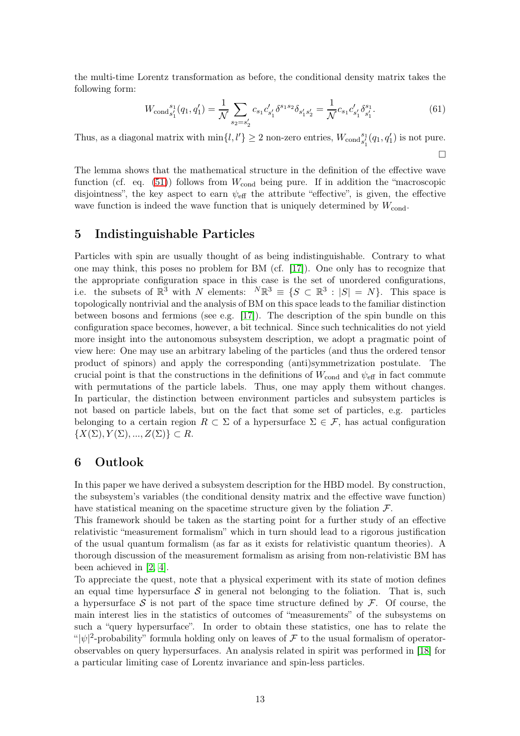the multi-time Lorentz transformation as before, the conditional density matrix takes the following form:

$$W_{\text{cond}}{}^{s_1}_{s_1'}(q_1, q_1') = \frac{1}{\mathcal{N}} \sum_{s_2 = s_2'} c_{s_1} c'_{s_1'} \delta^{s_1 s_2} \delta_{s_1' s_2'} = \frac{1}{\mathcal{N}} c_{s_1} c'_{s_1'} \delta^{s_1}_{s_1'}. \tag{61}$$

Thus, as a diagonal matrix with $\min\{l, l'\} \geq 2$ non-zero entries, $W_{\text{cond}}{}^{s_1}_{s_1'}(q_1, q_1')$ is not pure. □

The lemma shows that the mathematical structure in the definition of the effective wave function (cf. eq. (51)) follows from $W_{\text{cond}}$ being pure. If in addition the "macroscopic disjointness", the key aspect to earn $\psi_{\text{eff}}$ the attribute "effective", is given, the effective wave function is indeed the wave function that is uniquely determined by $W_{\text{cond}}$.

## 5 Indistinguishable Particles

Particles with spin are usually thought of as being indistinguishable. Contrary to what one may think, this poses no problem for BM (cf. [17]). One only has to recognize that the appropriate configuration space in this case is the set of unordered configurations, i.e. the subsets of $\mathbb{R}^3$ with $N$ elements: ${}^N\mathbb{R}^3 \equiv \{S \subset \mathbb{R}^3 : |S| = N\}$. This space is topologically nontrivial and the analysis of BM on this space leads to the familiar distinction between bosons and fermions (see e.g. [17]). The description of the spin bundle on this configuration space becomes, however, a bit technical. Since such technicalities do not yield more insight into the autonomous subsystem description, we adopt a pragmatic point of view here: One may use an arbitrary labeling of the particles (and thus the ordered tensor product of spinors) and apply the corresponding (anti)symmetrization postulate. The crucial point is that the constructions in the definitions of $W_{\text{cond}}$ and $\psi_{\text{eff}}$ in fact commute with permutations of the particle labels. Thus, one may apply them without changes. In particular, the distinction between environment particles and subsystem particles is not based on particle labels, but on the fact that some set of particles, e.g. particles belonging to a certain region $R \subset \Sigma$ of a hypersurface $\Sigma \in \mathcal{F}$, has actual configuration $\{X(\Sigma), Y(\Sigma), ..., Z(\Sigma)\} \subset R$.

## 6 Outlook

In this paper we have derived a subsystem description for the HBD model. By construction, the subsystem's variables (the conditional density matrix and the effective wave function) have statistical meaning on the spacetime structure given by the foliation $\mathcal{F}$.

This framework should be taken as the starting point for a further study of an effective relativistic "measurement formalism" which in turn should lead to a rigorous justification of the usual quantum formalism (as far as it exists for relativistic quantum theories). A thorough discussion of the measurement formalism as arising from non-relativistic BM has been achieved in [2, 4].

To appreciate the quest, note that a physical experiment with its state of motion defines an equal time hypersurface $\mathcal{S}$ in general not belonging to the foliation. That is, such a hypersurface $\mathcal{S}$ is not part of the space time structure defined by $\mathcal{F}$. Of course, the main interest lies in the statistics of outcomes of "measurements" of the subsystems on such a "query hypersurface". In order to obtain these statistics, one has to relate the "$|\psi|^2$-probability" formula holding only on leaves of $\mathcal{F}$ to the usual formalism of operator-observables on query hypersurfaces. An analysis related in spirit was performed in [18] for a particular limiting case of Lorentz invariance and spin-less particles.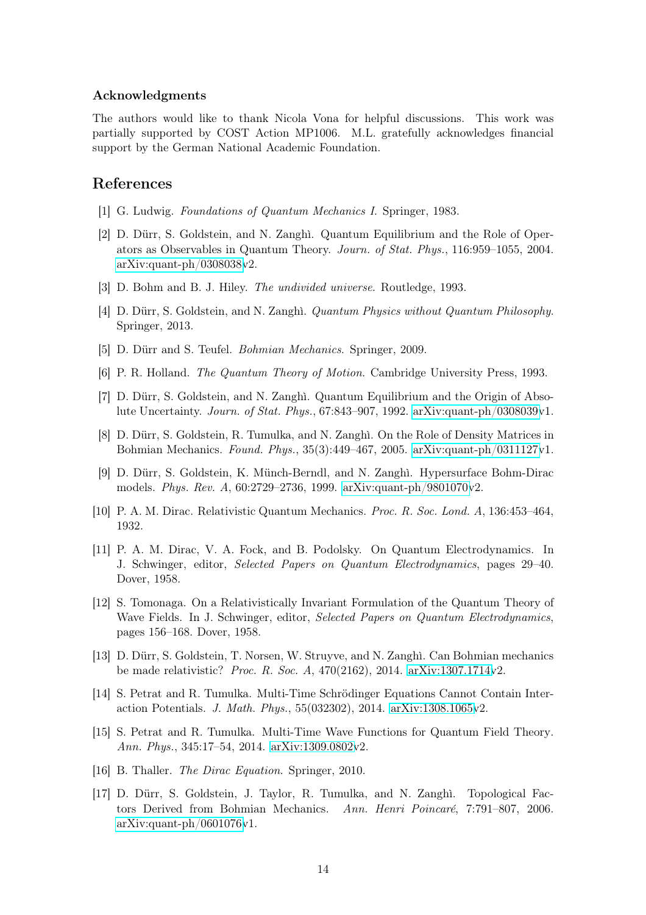### Acknowledgments

The authors would like to thank Nicola Vona for helpful discussions. This work was partially supported by COST Action MP1006. M.L. gratefully acknowledges financial support by the German National Academic Foundation.

## References

[1] G. Ludwig. *Foundations of Quantum Mechanics I.* Springer, 1983.

[2] D. Dürr, S. Goldstein, and N. Zanghì. Quantum Equilibrium and the Role of Operators as Observables in Quantum Theory. *Journ. of Stat. Phys.*, 116:959–1055, 2004. arXiv:quant-ph/0308038v2.

[3] D. Bohm and B. J. Hiley. *The undivided universe.* Routledge, 1993.

[4] D. Dürr, S. Goldstein, and N. Zanghì. *Quantum Physics without Quantum Philosophy.* Springer, 2013.

[5] D. Dürr and S. Teufel. *Bohmian Mechanics.* Springer, 2009.

[6] P. R. Holland. *The Quantum Theory of Motion.* Cambridge University Press, 1993.

[7] D. Dürr, S. Goldstein, and N. Zanghì. Quantum Equilibrium and the Origin of Absolute Uncertainty. *Journ. of Stat. Phys.*, 67:843–907, 1992. arXiv:quant-ph/0308039v1.

[8] D. Dürr, S. Goldstein, R. Tumulka, and N. Zanghì. On the Role of Density Matrices in Bohmian Mechanics. *Found. Phys.*, 35(3):449–467, 2005. arXiv:quant-ph/0311127v1.

[9] D. Dürr, S. Goldstein, K. Münch-Berndl, and N. Zanghì. Hypersurface Bohm-Dirac models. *Phys. Rev. A*, 60:2729–2736, 1999. arXiv:quant-ph/9801070v2.

[10] P. A. M. Dirac. Relativistic Quantum Mechanics. *Proc. R. Soc. Lond. A*, 136:453–464, 1932.

[11] P. A. M. Dirac, V. A. Fock, and B. Podolsky. On Quantum Electrodynamics. In J. Schwinger, editor, *Selected Papers on Quantum Electrodynamics*, pages 29–40. Dover, 1958.

[12] S. Tomonaga. On a Relativistically Invariant Formulation of the Quantum Theory of Wave Fields. In J. Schwinger, editor, *Selected Papers on Quantum Electrodynamics*, pages 156–168. Dover, 1958.

[13] D. Dürr, S. Goldstein, T. Norsen, W. Struyve, and N. Zanghì. Can Bohmian mechanics be made relativistic? *Proc. R. Soc. A*, 470(2162), 2014. arXiv:1307.1714v2.

[14] S. Petrat and R. Tumulka. Multi-Time Schrödinger Equations Cannot Contain Interaction Potentials. *J. Math. Phys.*, 55(032302), 2014. arXiv:1308.1065v2.

[15] S. Petrat and R. Tumulka. Multi-Time Wave Functions for Quantum Field Theory. *Ann. Phys.*, 345:17–54, 2014. arXiv:1309.0802v2.

[16] B. Thaller. *The Dirac Equation.* Springer, 2010.

[17] D. Dürr, S. Goldstein, J. Taylor, R. Tumulka, and N. Zanghì. Topological Factors Derived from Bohmian Mechanics. *Ann. Henri Poincaré*, 7:791–807, 2006. arXiv:quant-ph/0601076v1.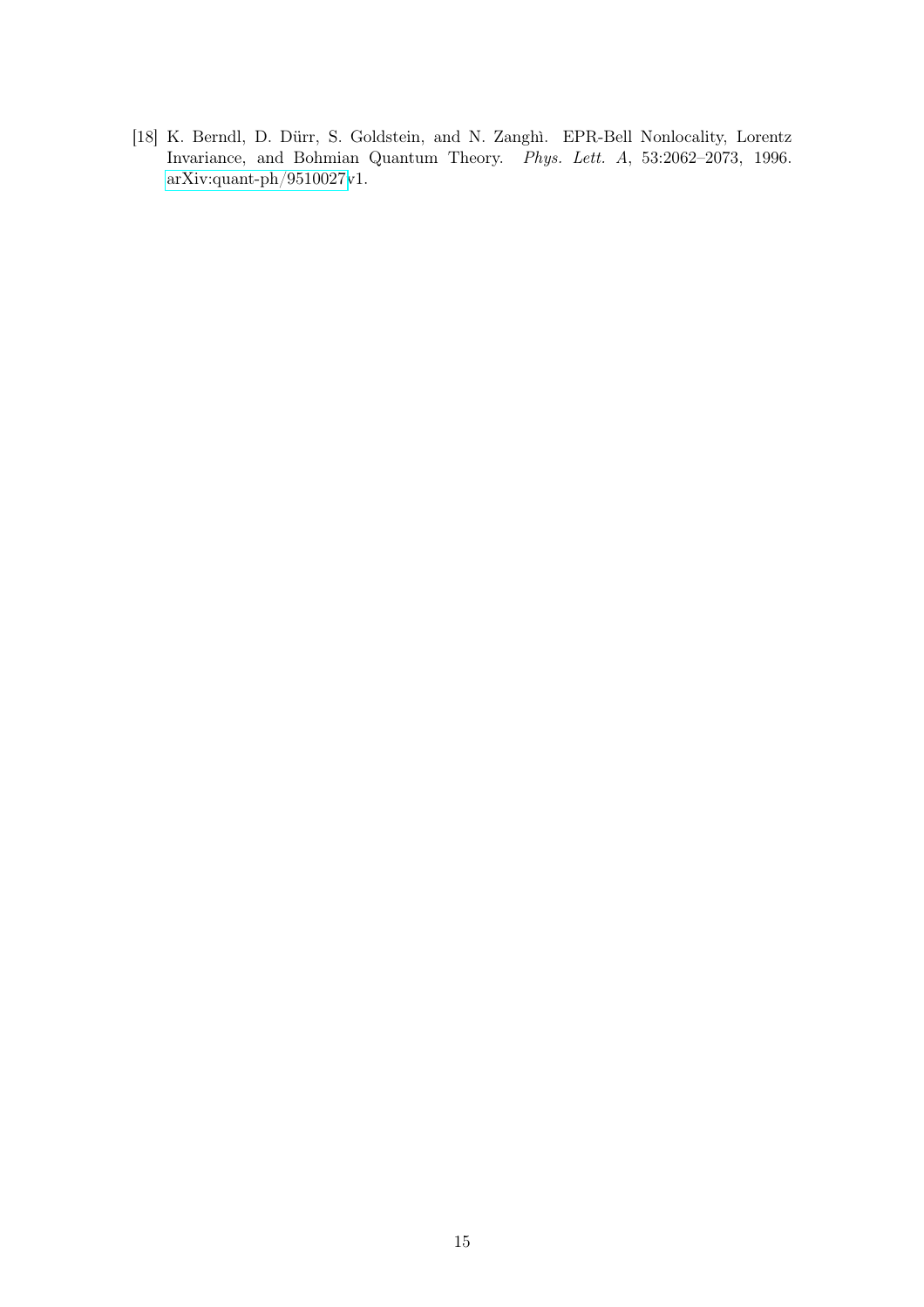[18] K. Berndl, D. Dürr, S. Goldstein, and N. Zanghì. EPR-Bell Nonlocality, Lorentz Invariance, and Bohmian Quantum Theory. *Phys. Lett. A*, 53:2062–2073, 1996. arXiv:quant-ph/9510027v1.